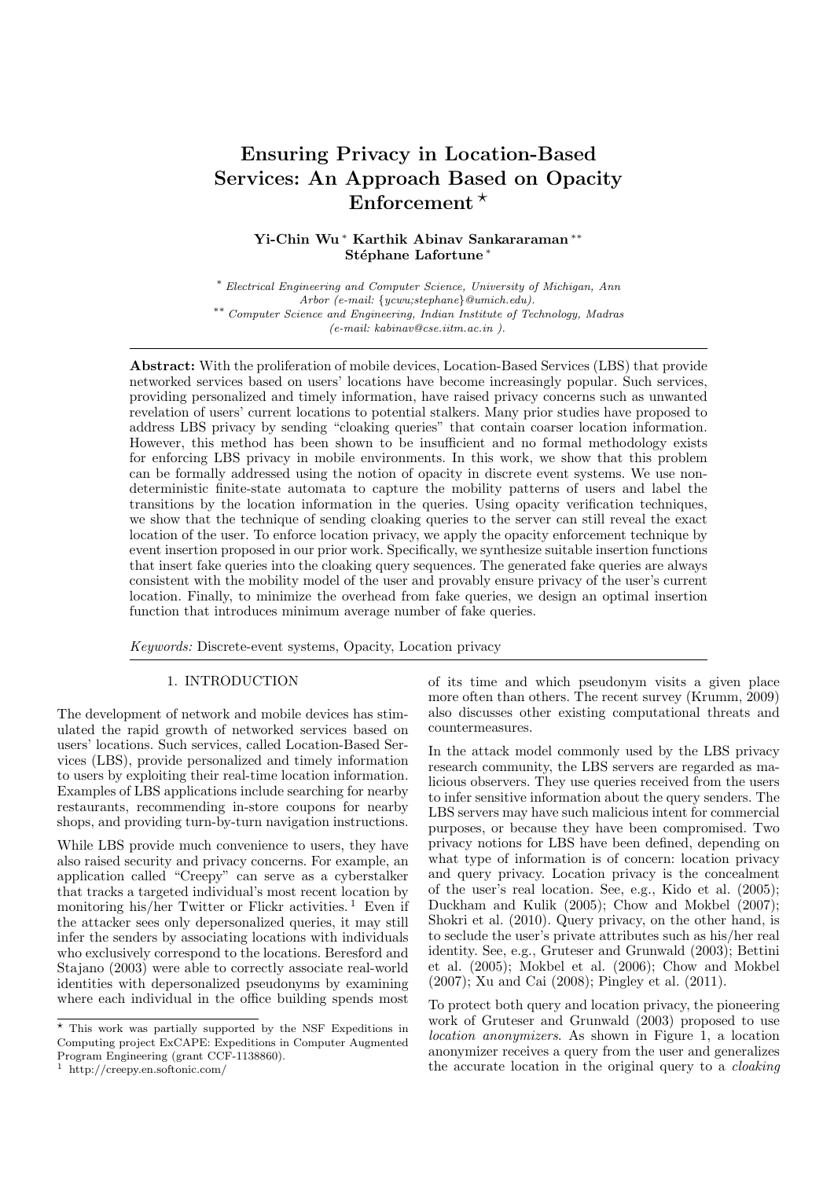# Ensuring Privacy in Location-Based Services: An Approach Based on Opacity Enforcement [⋆]

**Yi-Chin Wu** [*] **Karthik Abinav Sankararaman** [**] **Stéphane Lafortune** [*]

[*] *Electrical Engineering and Computer Science, University of Michigan, Ann Arbor (e-mail: {ycwu;stephane}@umich.edu).*

[**] *Computer Science and Engineering, Indian Institute of Technology, Madras (e-mail: kabinav@cse.iitm.ac.in ).*

**Abstract:** With the proliferation of mobile devices, Location-Based Services (LBS) that provide networked services based on users' locations have become increasingly popular. Such services, providing personalized and timely information, have raised privacy concerns such as unwanted revelation of users' current locations to potential stalkers. Many prior studies have proposed to address LBS privacy by sending "cloaking queries" that contain coarser location information. However, this method has been shown to be insufficient and no formal methodology exists for enforcing LBS privacy in mobile environments. In this work, we show that this problem can be formally addressed using the notion of opacity in discrete event systems. We use nondeterministic finite-state automata to capture the mobility patterns of users and label the transitions by the location information in the queries. Using opacity verification techniques, we show that the technique of sending cloaking queries to the server can still reveal the exact location of the user. To enforce location privacy, we apply the opacity enforcement technique by event insertion proposed in our prior work. Specifically, we synthesize suitable insertion functions that insert fake queries into the cloaking query sequences. The generated fake queries are always consistent with the mobility model of the user and provably ensure privacy of the user's current location. Finally, to minimize the overhead from fake queries, we design an optimal insertion function that introduces minimum average number of fake queries.

*Keywords:* Discrete-event systems, Opacity, Location privacy

## 1. INTRODUCTION

The development of network and mobile devices has stimulated the rapid growth of networked services based on users' locations. Such services, called Location-Based Services (LBS), provide personalized and timely information to users by exploiting their real-time location information. Examples of LBS applications include searching for nearby restaurants, recommending in-store coupons for nearby shops, and providing turn-by-turn navigation instructions.

While LBS provide much convenience to users, they have also raised security and privacy concerns. For example, an application called "Creepy" can serve as a cyberstalker that tracks a targeted individual's most recent location by monitoring his/her Twitter or Flickr activities. [1] Even if the attacker sees only depersonalized queries, it may still infer the senders by associating locations with individuals who exclusively correspond to the locations. Beresford and Stajano (2003) were able to correctly associate real-world identities with depersonalized pseudonyms by examining where each individual in the office building spends most of its time and which pseudonym visits a given place more often than others. The recent survey (Krumm, 2009) also discusses other existing computational threats and countermeasures.

In the attack model commonly used by the LBS privacy research community, the LBS servers are regarded as malicious observers. They use queries received from the users to infer sensitive information about the query senders. The LBS servers may have such malicious intent for commercial purposes, or because they have been compromised. Two privacy notions for LBS have been defined, depending on what type of information is of concern: location privacy and query privacy. Location privacy is the concealment of the user's real location. See, e.g., Kido et al. (2005); Duckham and Kulik (2005); Chow and Mokbel (2007); Shokri et al. (2010). Query privacy, on the other hand, is to seclude the user's private attributes such as his/her real identity. See, e.g., Gruteser and Grunwald (2003); Bettini et al. (2005); Mokbel et al. (2006); Chow and Mokbel (2007); Xu and Cai (2008); Pingley et al. (2011).

To protect both query and location privacy, the pioneering work of Gruteser and Grunwald (2003) proposed to use *location anonymizers*. As shown in Figure 1, a location anonymizer receives a query from the user and generalizes the accurate location in the original query to a *cloaking*

---

[⋆] This work was partially supported by the NSF Expeditions in Computing project ExCAPE: Expeditions in Computer Augmented Program Engineering (grant CCF-1138860).

[1] http://creepy.en.softonic.com/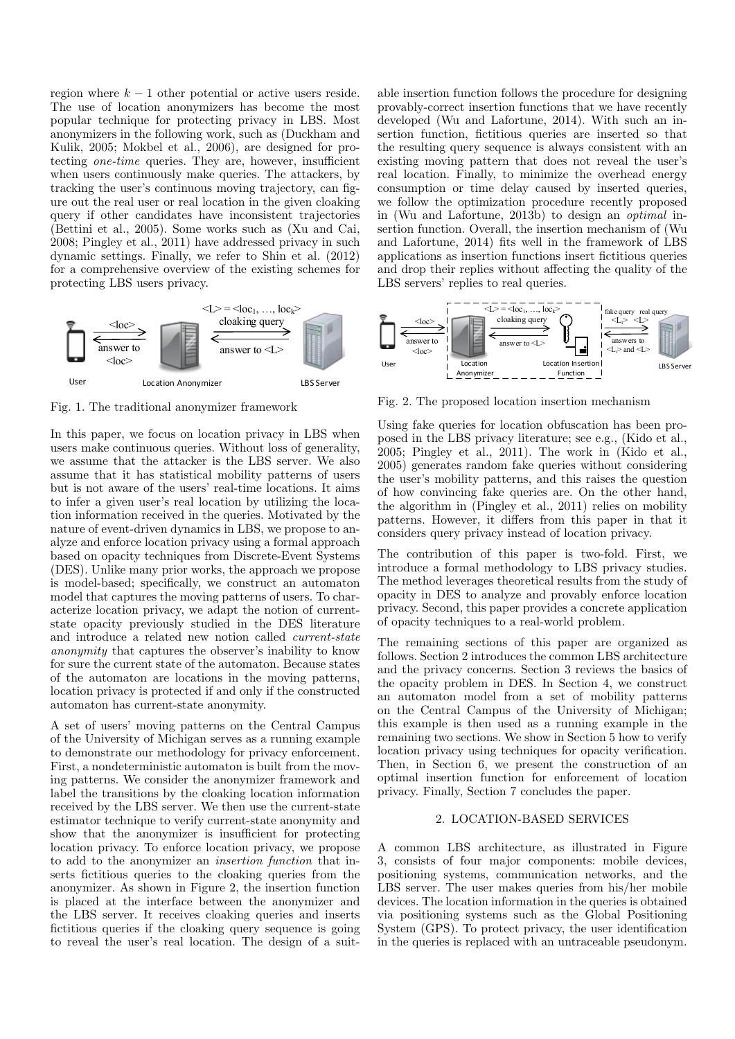region where $k - 1$ other potential or active users reside. The use of location anonymizers has become the most popular technique for protecting privacy in LBS. Most anonymizers in the following work, such as (Duckham and Kulik, 2005; Mokbel et al., 2006), are designed for protecting *one-time* queries. They are, however, insufficient when users continuously make queries. The attackers, by tracking the user's continuous moving trajectory, can figure out the real user or real location in the given cloaking query if other candidates have inconsistent trajectories (Bettini et al., 2005). Some works such as (Xu and Cai, 2008; Pingley et al., 2011) have addressed privacy in such dynamic settings. Finally, we refer to Shin et al. (2012) for a comprehensive overview of the existing schemes for protecting LBS users privacy.

Fig. 1. The traditional anonymizer framework

In this paper, we focus on location privacy in LBS when users make continuous queries. Without loss of generality, we assume that the attacker is the LBS server. We also assume that it has statistical mobility patterns of users but is not aware of the users' real-time locations. It aims to infer a given user's real location by utilizing the location information received in the queries. Motivated by the nature of event-driven dynamics in LBS, we propose to analyze and enforce location privacy using a formal approach based on opacity techniques from Discrete-Event Systems (DES). Unlike many prior works, the approach we propose is model-based; specifically, we construct an automaton model that captures the moving patterns of users. To characterize location privacy, we adapt the notion of current-state opacity previously studied in the DES literature and introduce a related new notion called *current-state anonymity* that captures the observer's inability to know for sure the current state of the automaton. Because states of the automaton are locations in the moving patterns, location privacy is protected if and only if the constructed automaton has current-state anonymity.

A set of users' moving patterns on the Central Campus of the University of Michigan serves as a running example to demonstrate our methodology for privacy enforcement. First, a nondeterministic automaton is built from the moving patterns. We consider the anonymizer framework and label the transitions by the cloaking location information received by the LBS server. We then use the current-state estimator technique to verify current-state anonymity and show that the anonymizer is insufficient for protecting location privacy. To enforce location privacy, we propose to add to the anonymizer an *insertion function* that inserts fictitious queries to the cloaking queries from the anonymizer. As shown in Figure 2, the insertion function is placed at the interface between the anonymizer and the LBS server. It receives cloaking queries and inserts fictitious queries if the cloaking query sequence is going to reveal the user's real location. The design of a suitable insertion function follows the procedure for designing provably-correct insertion functions that we have recently developed (Wu and Lafortune, 2014). With such an insertion function, fictitious queries are inserted so that the resulting query sequence is always consistent with an existing moving pattern that does not reveal the user's real location. Finally, to minimize the overhead energy consumption or time delay caused by inserted queries, we follow the optimization procedure recently proposed in (Wu and Lafortune, 2013b) to design an *optimal* insertion function. Overall, the insertion mechanism of (Wu and Lafortune, 2014) fits well in the framework of LBS applications as insertion functions insert fictitious queries and drop their replies without affecting the quality of the LBS servers' replies to real queries.

Fig. 2. The proposed location insertion mechanism

Using fake queries for location obfuscation has been proposed in the LBS privacy literature; see e.g., (Kido et al., 2005; Pingley et al., 2011). The work in (Kido et al., 2005) generates random fake queries without considering the user's mobility patterns, and this raises the question of how convincing fake queries are. On the other hand, the algorithm in (Pingley et al., 2011) relies on mobility patterns. However, it differs from this paper in that it considers query privacy instead of location privacy.

The contribution of this paper is two-fold. First, we introduce a formal methodology to LBS privacy studies. The method leverages theoretical results from the study of opacity in DES to analyze and provably enforce location privacy. Second, this paper provides a concrete application of opacity techniques to a real-world problem.

The remaining sections of this paper are organized as follows. Section 2 introduces the common LBS architecture and the privacy concerns. Section 3 reviews the basics of the opacity problem in DES. In Section 4, we construct an automaton model from a set of mobility patterns on the Central Campus of the University of Michigan; this example is then used as a running example in the remaining two sections. We show in Section 5 how to verify location privacy using techniques for opacity verification. Then, in Section 6, we present the construction of an optimal insertion function for enforcement of location privacy. Finally, Section 7 concludes the paper.

## 2. LOCATION-BASED SERVICES

A common LBS architecture, as illustrated in Figure 3, consists of four major components: mobile devices, positioning systems, communication networks, and the LBS server. The user makes queries from his/her mobile devices. The location information in the queries is obtained via positioning systems such as the Global Positioning System (GPS). To protect privacy, the user identification in the queries is replaced with an untraceable pseudonym.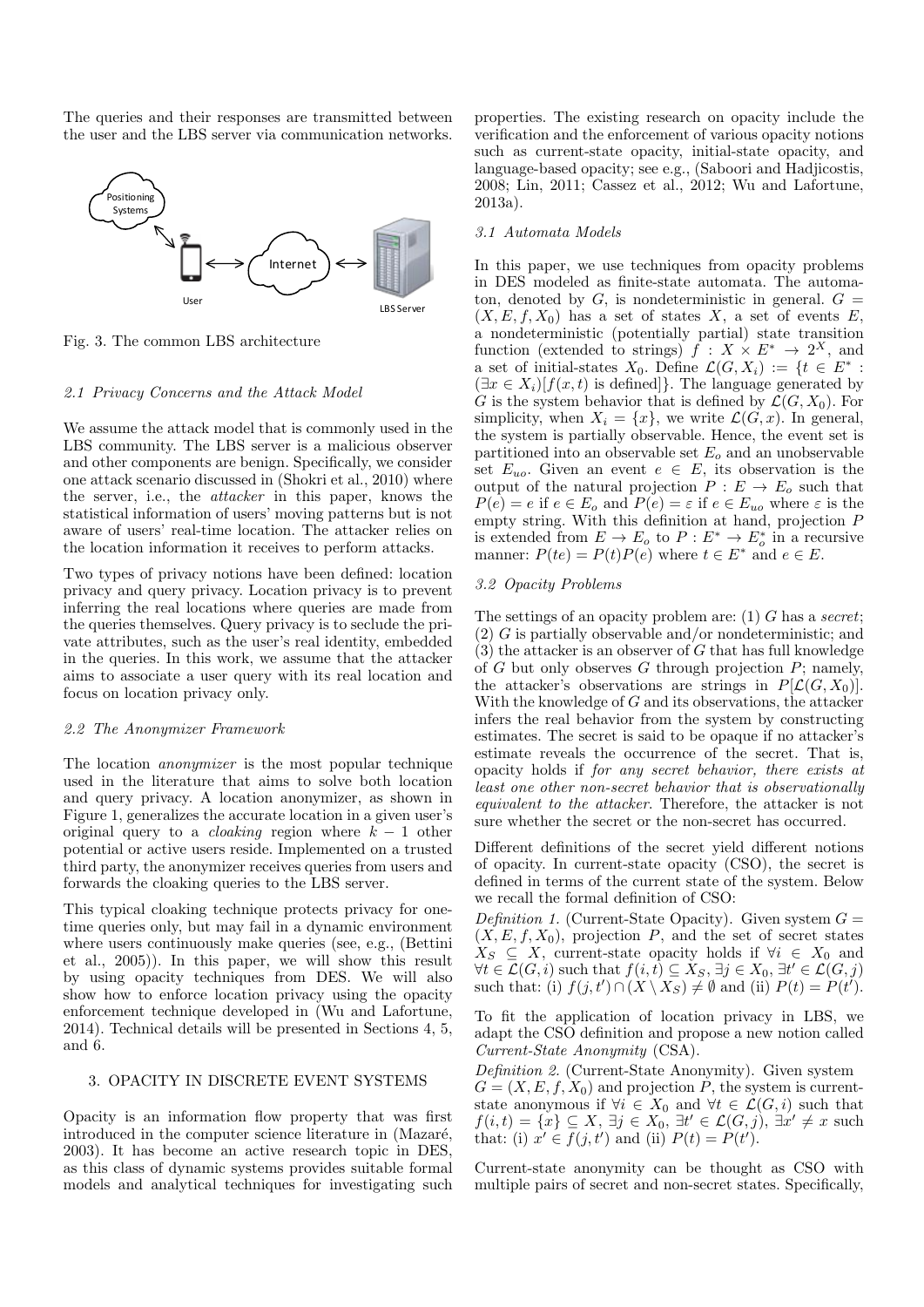The queries and their responses are transmitted between the user and the LBS server via communication networks.

Fig. 3. The common LBS architecture

### 2.1 Privacy Concerns and the Attack Model

We assume the attack model that is commonly used in the LBS community. The LBS server is a malicious observer and other components are benign. Specifically, we consider one attack scenario discussed in (Shokri et al., 2010) where the server, i.e., the *attacker* in this paper, knows the statistical information of users' moving patterns but is not aware of users' real-time location. The attacker relies on the location information it receives to perform attacks.

Two types of privacy notions have been defined: location privacy and query privacy. Location privacy is to prevent inferring the real locations where queries are made from the queries themselves. Query privacy is to seclude the private attributes, such as the user's real identity, embedded in the queries. In this work, we assume that the attacker aims to associate a user query with its real location and focus on location privacy only.

### 2.2 The Anonymizer Framework

The location *anonymizer* is the most popular technique used in the literature that aims to solve both location and query privacy. A location anonymizer, as shown in Figure 1, generalizes the accurate location in a given user's original query to a *cloaking* region where $k-1$ other potential or active users reside. Implemented on a trusted third party, the anonymizer receives queries from users and forwards the cloaking queries to the LBS server.

This typical cloaking technique protects privacy for one-time queries only, but may fail in a dynamic environment where users continuously make queries (see, e.g., (Bettini et al., 2005)). In this paper, we will show this result by using opacity techniques from DES. We will also show how to enforce location privacy using the opacity enforcement technique developed in (Wu and Lafortune, 2014). Technical details will be presented in Sections 4, 5, and 6.

## 3. OPACITY IN DISCRETE EVENT SYSTEMS

Opacity is an information flow property that was first introduced in the computer science literature in (Mazaré, 2003). It has become an active research topic in DES, as this class of dynamic systems provides suitable formal models and analytical techniques for investigating such properties. The existing research on opacity include the verification and the enforcement of various opacity notions such as current-state opacity, initial-state opacity, and language-based opacity; see e.g., (Saboori and Hadjicostis, 2008; Lin, 2011; Cassez et al., 2012; Wu and Lafortune, 2013a).

### 3.1 Automata Models

In this paper, we use techniques from opacity problems in DES modeled as finite-state automata. The automaton, denoted by $G$, is nondeterministic in general. $G = (X, E, f, X_0)$ has a set of states $X$, a set of events $E$, a nondeterministic (potentially partial) state transition function (extended to strings) $f : X \times E^* \to 2^X$, and a set of initial-states $X_0$. Define $\mathcal{L}(G, X_i) := \{t \in E^* : (\exists x \in X_i)[f(x, t) \text{ is defined}]\}$. The language generated by $G$ is the system behavior that is defined by $\mathcal{L}(G, X_0)$. For simplicity, when $X_i = \{x\}$, we write $\mathcal{L}(G, x)$. In general, the system is partially observable. Hence, the event set is partitioned into an observable set $E_o$ and an unobservable set $E_{uo}$. Given an event $e \in E$, its observation is the output of the natural projection $P : E \to E_o$ such that $P(e) = e$ if $e \in E_o$ and $P(e) = \varepsilon$ if $e \in E_{uo}$ where $\varepsilon$ is the empty string. With this definition at hand, projection $P$ is extended from $E \to E_o$ to $P : E^* \to E_o^*$ in a recursive manner: $P(te) = P(t)P(e)$ where $t \in E^*$ and $e \in E$.

### 3.2 Opacity Problems

The settings of an opacity problem are: (1) $G$ has a *secret*; (2) $G$ is partially observable and/or nondeterministic; and (3) the attacker is an observer of $G$ that has full knowledge of $G$ but only observes $G$ through projection $P$; namely, the attacker's observations are strings in $P[\mathcal{L}(G, X_0)]$. With the knowledge of $G$ and its observations, the attacker infers the real behavior from the system by constructing estimates. The secret is said to be opaque if no attacker's estimate reveals the occurrence of the secret. That is, opacity holds if *for any secret behavior, there exists at least one other non-secret behavior that is observationally equivalent to the attacker*. Therefore, the attacker is not sure whether the secret or the non-secret has occurred.

Different definitions of the secret yield different notions of opacity. In current-state opacity (CSO), the secret is defined in terms of the current state of the system. Below we recall the formal definition of CSO:

*Definition 1.* (Current-State Opacity). Given system $G = (X, E, f, X_0)$, projection $P$, and the set of secret states $X_S \subseteq X$, current-state opacity holds if $\forall i \in X_0$ and $\forall t \in \mathcal{L}(G, i)$ such that $f(i, t) \subseteq X_S$, $\exists j \in X_0$, $\exists t' \in \mathcal{L}(G, j)$ such that: (i) $f(j, t') \cap (X \setminus X_S) \neq \emptyset$ and (ii) $P(t) = P(t')$.

To fit the application of location privacy in LBS, we adapt the CSO definition and propose a new notion called *Current-State Anonymity* (CSA).

*Definition 2.* (Current-State Anonymity). Given system $G = (X, E, f, X_0)$ and projection $P$, the system is current-state anonymous if $\forall i \in X_0$ and $\forall t \in \mathcal{L}(G, i)$ such that $f(i, t) = \{x\} \subseteq X$, $\exists j \in X_0$, $\exists t' \in \mathcal{L}(G, j)$, $\exists x' \neq x$ such that: (i) $x' \in f(j, t')$ and (ii) $P(t) = P(t')$.

Current-state anonymity can be thought as CSO with multiple pairs of secret and non-secret states. Specifically,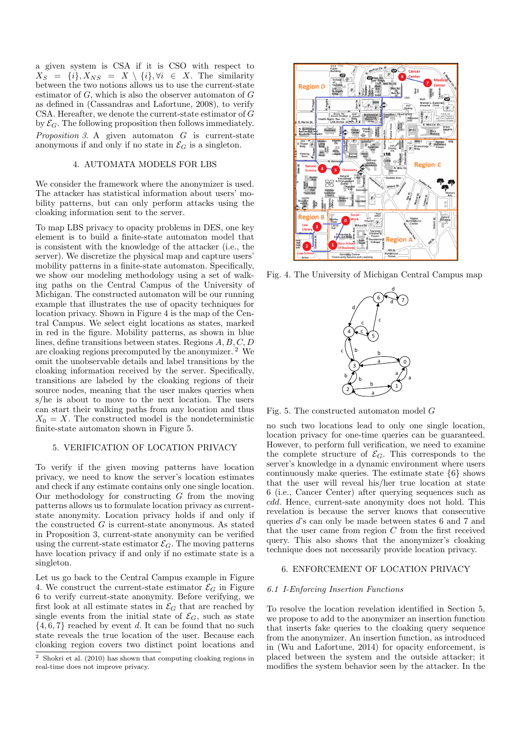a given system is CSA if it is CSO with respect to $X_S = \{i\}, X_{NS} = X \setminus \{i\}, \forall i \in X$. The similarity between the two notions allows us to use the current-state estimator of $G$, which is also the observer automaton of $G$ as defined in (Cassandras and Lafortune, 2008), to verify CSA. Hereafter, we denote the current-state estimator of $G$ by $\mathcal{E}_G$. The following proposition then follows immediately.

*Proposition 3.* A given automaton $G$ is current-state anonymous if and only if no state in $\mathcal{E}_G$ is a singleton.

## 4. AUTOMATA MODELS FOR LBS

We consider the framework where the anonymizer is used. The attacker has statistical information about users' mobility patterns, but can only perform attacks using the cloaking information sent to the server.

To map LBS privacy to opacity problems in DES, one key element is to build a finite-state automaton model that is consistent with the knowledge of the attacker (i.e., the server). We discretize the physical map and capture users' mobility patterns in a finite-state automaton. Specifically, we show our modeling methodology using a set of walking paths on the Central Campus of the University of Michigan. The constructed automaton will be our running example that illustrates the use of opacity techniques for location privacy. Shown in Figure 4 is the map of the Central Campus. We select eight locations as states, marked in red in the figure. Mobility patterns, as shown in blue lines, define transitions between states. Regions $A, B, C, D$ are cloaking regions precomputed by the anonymizer.[2] We omit the unobservable details and label transitions by the cloaking information received by the server. Specifically, transitions are labeled by the cloaking regions of their source nodes, meaning that the user makes queries when s/he is about to move to the next location. The users can start their walking paths from any location and thus $X_0 = X$. The constructed model is the nondeterministic finite-state automaton shown in Figure 5.

## 5. VERIFICATION OF LOCATION PRIVACY

To verify if the given moving patterns have location privacy, we need to know the server's location estimates and check if any estimate contains only one single location. Our methodology for constructing $G$ from the moving patterns allows us to formulate location privacy as current-state anonymity. Location privacy holds if and only if the constructed $G$ is current-state anonymous. As stated in Proposition 3, current-state anonymity can be verified using the current-state estimator $\mathcal{E}_G$. The moving patterns have location privacy if and only if no estimate state is a singleton.

Let us go back to the Central Campus example in Figure 4. We construct the current-state estimator $\mathcal{E}_G$ in Figure 6 to verify current-state anonymity. Before verifying, we first look at all estimate states in $\mathcal{E}_G$ that are reached by single events from the initial state of $\mathcal{E}_G$, such as state $\{4, 6, 7\}$ reached by event $d$. It can be found that no such state reveals the true location of the user. Because each cloaking region covers two distinct point locations and

[2] Shokri et al. (2010) has shown that computing cloaking regions in real-time does not improve privacy.

Fig. 4. The University of Michigan Central Campus map

Fig. 5. The constructed automaton model $G$

no such two locations lead to only one single location, location privacy for one-time queries can be guaranteed. However, to perform full verification, we need to examine the complete structure of $\mathcal{E}_G$. This corresponds to the server's knowledge in a dynamic environment where users continuously make queries. The estimate state $\{6\}$ shows that the user will reveal his/her true location at state 6 (i.e., Cancer Center) after querying sequences such as *cdd*. Hence, current-sate anonymity does not hold. This revelation is because the server knows that consecutive queries $d$'s can only be made between states 6 and 7 and that the user came from region $C$ from the first received query. This also shows that the anonymizer's cloaking technique does not necessarily provide location privacy.

## 6. ENFORCEMENT OF LOCATION PRIVACY

### 6.1 I-Enforcing Insertion Functions

To resolve the location revelation identified in Section 5, we propose to add to the anonymizer an insertion function that inserts fake queries to the cloaking query sequence from the anonymizer. An insertion function, as introduced in (Wu and Lafortune, 2014) for opacity enforcement, is placed between the system and the outside attacker; it modifies the system behavior seen by the attacker. In the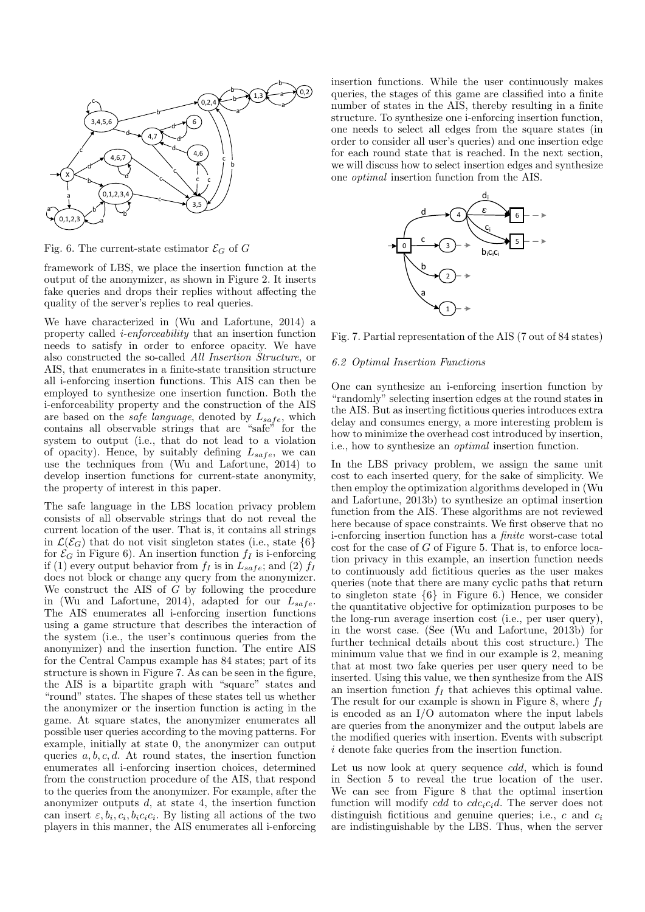Fig. 6. The current-state estimator $\mathcal{E}_G$ of $G$

framework of LBS, we place the insertion function at the output of the anonymizer, as shown in Figure 2. It inserts fake queries and drops their replies without affecting the quality of the server's replies to real queries.

We have characterized in (Wu and Lafortune, 2014) a property called *i-enforceability* that an insertion function needs to satisfy in order to enforce opacity. We have also constructed the so-called *All Insertion Structure*, or AIS, that enumerates in a finite-state transition structure all i-enforcing insertion functions. This AIS can then be employed to synthesize one insertion function. Both the i-enforceability property and the construction of the AIS are based on the *safe language*, denoted by $L_{safe}$, which contains all observable strings that are "safe" for the system to output (i.e., that do not lead to a violation of opacity). Hence, by suitably defining $L_{safe}$, we can use the techniques from (Wu and Lafortune, 2014) to develop insertion functions for current-state anonymity, the property of interest in this paper.

The safe language in the LBS location privacy problem consists of all observable strings that do not reveal the current location of the user. That is, it contains all strings in $\mathcal{L}(\mathcal{E}_G)$ that do not visit singleton states (i.e., state $\{6\}$ for $\mathcal{E}_G$ in Figure 6). An insertion function $f_I$ is i-enforcing if (1) every output behavior from $f_I$ is in $L_{safe}$; and (2) $f_I$ does not block or change any query from the anonymizer. We construct the AIS of $G$ by following the procedure in (Wu and Lafortune, 2014), adapted for our $L_{safe}$. The AIS enumerates all i-enforcing insertion functions using a game structure that describes the interaction of the system (i.e., the user's continuous queries from the anonymizer) and the insertion function. The entire AIS for the Central Campus example has 84 states; part of its structure is shown in Figure 7. As can be seen in the figure, the AIS is a bipartite graph with "square" states and "round" states. The shapes of these states tell us whether the anonymizer or the insertion function is acting in the game. At square states, the anonymizer enumerates all possible user queries according to the moving patterns. For example, initially at state 0, the anonymizer can output queries $a, b, c, d$. At round states, the insertion function enumerates all i-enforcing insertion choices, determined from the construction procedure of the AIS, that respond to the queries from the anonymizer. For example, after the anonymizer outputs $d$, at state 4, the insertion function can insert $\varepsilon, b_i, c_i, b_ic_ic_i$. By listing all actions of the two players in this manner, the AIS enumerates all i-enforcing insertion functions. While the user continuously makes queries, the stages of this game are classified into a finite number of states in the AIS, thereby resulting in a finite structure. To synthesize one i-enforcing insertion function, one needs to select all edges from the square states (in order to consider all user's queries) and one insertion edge for each round state that is reached. In the next section, we will discuss how to select insertion edges and synthesize one *optimal* insertion function from the AIS.

Fig. 7. Partial representation of the AIS (7 out of 84 states)

### 6.2 Optimal Insertion Functions

One can synthesize an i-enforcing insertion function by "randomly" selecting insertion edges at the round states in the AIS. But as inserting fictitious queries introduces extra delay and consumes energy, a more interesting problem is how to minimize the overhead cost introduced by insertion, i.e., how to synthesize an *optimal* insertion function.

In the LBS privacy problem, we assign the same unit cost to each inserted query, for the sake of simplicity. We then employ the optimization algorithms developed in (Wu and Lafortune, 2013b) to synthesize an optimal insertion function from the AIS. These algorithms are not reviewed here because of space constraints. We first observe that no i-enforcing insertion function has a *finite* worst-case total cost for the case of $G$ of Figure 5. That is, to enforce location privacy in this example, an insertion function needs to continuously add fictitious queries as the user makes queries (note that there are many cyclic paths that return to singleton state $\{6\}$ in Figure 6.) Hence, we consider the quantitative objective for optimization purposes to be the long-run average insertion cost (i.e., per user query), in the worst case. (See (Wu and Lafortune, 2013b) for further technical details about this cost structure.) The minimum value that we find in our example is 2, meaning that at most two fake queries per user query need to be inserted. Using this value, we then synthesize from the AIS an insertion function $f_I$ that achieves this optimal value. The result for our example is shown in Figure 8, where $f_I$ is encoded as an I/O automaton where the input labels are queries from the anonymizer and the output labels are the modified queries with insertion. Events with subscript $i$ denote fake queries from the insertion function.

Let us now look at query sequence $cdd$, which is found in Section 5 to reveal the true location of the user. We can see from Figure 8 that the optimal insertion function will modify $cdd$ to $cdc_ic_id$. The server does not distinguish fictitious and genuine queries; i.e., $c$ and $c_i$ are indistinguishable by the LBS. Thus, when the server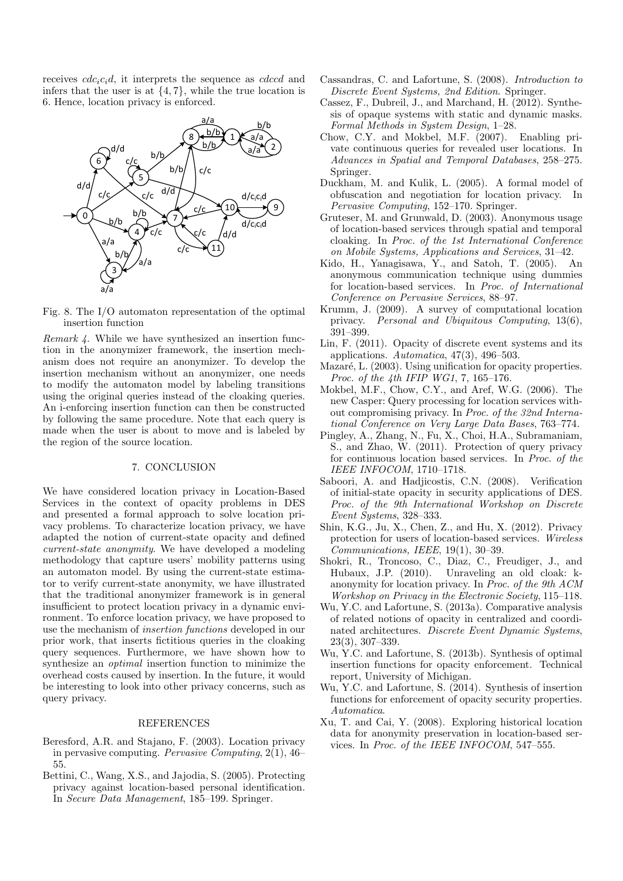receives $cdc_ic_id$, it interprets the sequence as *cdccd* and infers that the user is at $\{4, 7\}$, while the true location is 6. Hence, location privacy is enforced.

Fig. 8. The I/O automaton representation of the optimal insertion function

*Remark 4.* While we have synthesized an insertion function in the anonymizer framework, the insertion mechanism does not require an anonymizer. To develop the insertion mechanism without an anonymizer, one needs to modify the automaton model by labeling transitions using the original queries instead of the cloaking queries. An i-enforcing insertion function can then be constructed by following the same procedure. Note that each query is made when the user is about to move and is labeled by the region of the source location.

## 7. CONCLUSION

We have considered location privacy in Location-Based Services in the context of opacity problems in DES and presented a formal approach to solve location privacy problems. To characterize location privacy, we have adapted the notion of current-state opacity and defined *current-state anonymity*. We have developed a modeling methodology that capture users' mobility patterns using an automaton model. By using the current-state estimator to verify current-state anonymity, we have illustrated that the traditional anonymizer framework is in general insufficient to protect location privacy in a dynamic environment. To enforce location privacy, we have proposed to use the mechanism of *insertion functions* developed in our prior work, that inserts fictitious queries in the cloaking query sequences. Furthermore, we have shown how to synthesize an *optimal* insertion function to minimize the overhead costs caused by insertion. In the future, it would be interesting to look into other privacy concerns, such as query privacy.

## REFERENCES

Beresford, A.R. and Stajano, F. (2003). Location privacy in pervasive computing. *Pervasive Computing*, 2(1), 46–55.

Bettini, C., Wang, X.S., and Jajodia, S. (2005). Protecting privacy against location-based personal identification. In *Secure Data Management*, 185–199. Springer.

Cassandras, C. and Lafortune, S. (2008). *Introduction to Discrete Event Systems, 2nd Edition*. Springer.

Cassez, F., Dubreil, J., and Marchand, H. (2012). Synthesis of opaque systems with static and dynamic masks. *Formal Methods in System Design*, 1–28.

Chow, C.Y. and Mokbel, M.F. (2007). Enabling private continuous queries for revealed user locations. In *Advances in Spatial and Temporal Databases*, 258–275. Springer.

Duckham, M. and Kulik, L. (2005). A formal model of obfuscation and negotiation for location privacy. In *Pervasive Computing*, 152–170. Springer.

Gruteser, M. and Grunwald, D. (2003). Anonymous usage of location-based services through spatial and temporal cloaking. In *Proc. of the 1st International Conference on Mobile Systems, Applications and Services*, 31–42.

Kido, H., Yanagisawa, Y., and Satoh, T. (2005). An anonymous communication technique using dummies for location-based services. In *Proc. of International Conference on Pervasive Services*, 88–97.

Krumm, J. (2009). A survey of computational location privacy. *Personal and Ubiquitous Computing*, 13(6), 391–399.

Lin, F. (2011). Opacity of discrete event systems and its applications. *Automatica*, 47(3), 496–503.

Mazaré, L. (2003). Using unification for opacity properties. *Proc. of the 4th IFIP WG1*, 7, 165–176.

Mokbel, M.F., Chow, C.Y., and Aref, W.G. (2006). The new Casper: Query processing for location services without compromising privacy. In *Proc. of the 32nd International Conference on Very Large Data Bases*, 763–774.

Pingley, A., Zhang, N., Fu, X., Choi, H.A., Subramaniam, S., and Zhao, W. (2011). Protection of query privacy for continuous location based services. In *Proc. of the IEEE INFOCOM*, 1710–1718.

Saboori, A. and Hadjicostis, C.N. (2008). Verification of initial-state opacity in security applications of DES. *Proc. of the 9th International Workshop on Discrete Event Systems*, 328–333.

Shin, K.G., Ju, X., Chen, Z., and Hu, X. (2012). Privacy protection for users of location-based services. *Wireless Communications, IEEE*, 19(1), 30–39.

Shokri, R., Troncoso, C., Diaz, C., Freudiger, J., and Hubaux, J.P. (2010). Unraveling an old cloak: k-anonymity for location privacy. In *Proc. of the 9th ACM Workshop on Privacy in the Electronic Society*, 115–118.

Wu, Y.C. and Lafortune, S. (2013a). Comparative analysis of related notions of opacity in centralized and coordinated architectures. *Discrete Event Dynamic Systems*, 23(3), 307–339.

Wu, Y.C. and Lafortune, S. (2013b). Synthesis of optimal insertion functions for opacity enforcement. Technical report, University of Michigan.

Wu, Y.C. and Lafortune, S. (2014). Synthesis of insertion functions for enforcement of opacity security properties. *Automatica*.

Xu, T. and Cai, Y. (2008). Exploring historical location data for anonymity preservation in location-based services. In *Proc. of the IEEE INFOCOM*, 547–555.